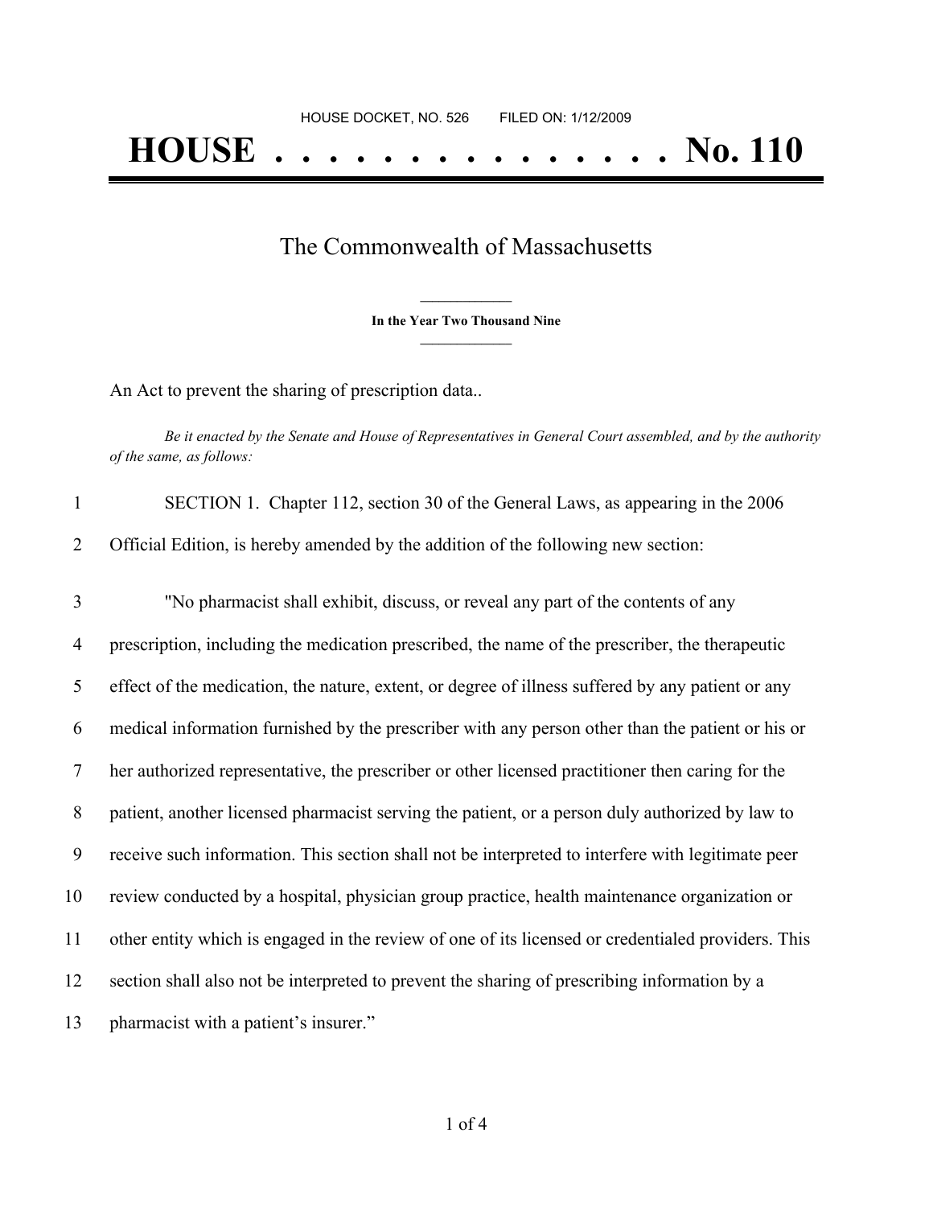HOUSE DOCKET, NO. 526        FILED ON: 1/12/2009

# HOUSE . . . . . . . . . . . . . . . No. 110

## The Commonwealth of Massachusetts

**In the Year Two Thousand Nine**

An Act to prevent the sharing of prescription data..

*Be it enacted by the Senate and House of Representatives in General Court assembled, and by the authority of the same, as follows:*

SECTION 1. Chapter 112, section 30 of the General Laws, as appearing in the 2006 Official Edition, is hereby amended by the addition of the following new section:

"No pharmacist shall exhibit, discuss, or reveal any part of the contents of any prescription, including the medication prescribed, the name of the prescriber, the therapeutic effect of the medication, the nature, extent, or degree of illness suffered by any patient or any medical information furnished by the prescriber with any person other than the patient or his or her authorized representative, the prescriber or other licensed practitioner then caring for the patient, another licensed pharmacist serving the patient, or a person duly authorized by law to receive such information. This section shall not be interpreted to interfere with legitimate peer review conducted by a hospital, physician group practice, health maintenance organization or other entity which is engaged in the review of one of its licensed or credentialed providers. This section shall also not be interpreted to prevent the sharing of prescribing information by a pharmacist with a patient's insurer."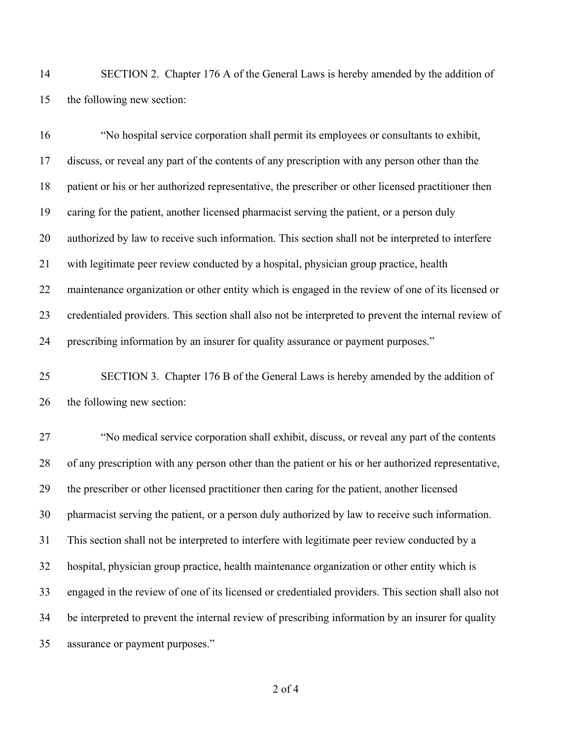SECTION 2. Chapter 176 A of the General Laws is hereby amended by the addition of the following new section:

"No hospital service corporation shall permit its employees or consultants to exhibit, discuss, or reveal any part of the contents of any prescription with any person other than the patient or his or her authorized representative, the prescriber or other licensed practitioner then caring for the patient, another licensed pharmacist serving the patient, or a person duly authorized by law to receive such information. This section shall not be interpreted to interfere with legitimate peer review conducted by a hospital, physician group practice, health maintenance organization or other entity which is engaged in the review of one of its licensed or credentialed providers. This section shall also not be interpreted to prevent the internal review of prescribing information by an insurer for quality assurance or payment purposes."

SECTION 3. Chapter 176 B of the General Laws is hereby amended by the addition of the following new section:

"No medical service corporation shall exhibit, discuss, or reveal any part of the contents of any prescription with any person other than the patient or his or her authorized representative, the prescriber or other licensed practitioner then caring for the patient, another licensed pharmacist serving the patient, or a person duly authorized by law to receive such information. This section shall not be interpreted to interfere with legitimate peer review conducted by a hospital, physician group practice, health maintenance organization or other entity which is engaged in the review of one of its licensed or credentialed providers. This section shall also not be interpreted to prevent the internal review of prescribing information by an insurer for quality assurance or payment purposes."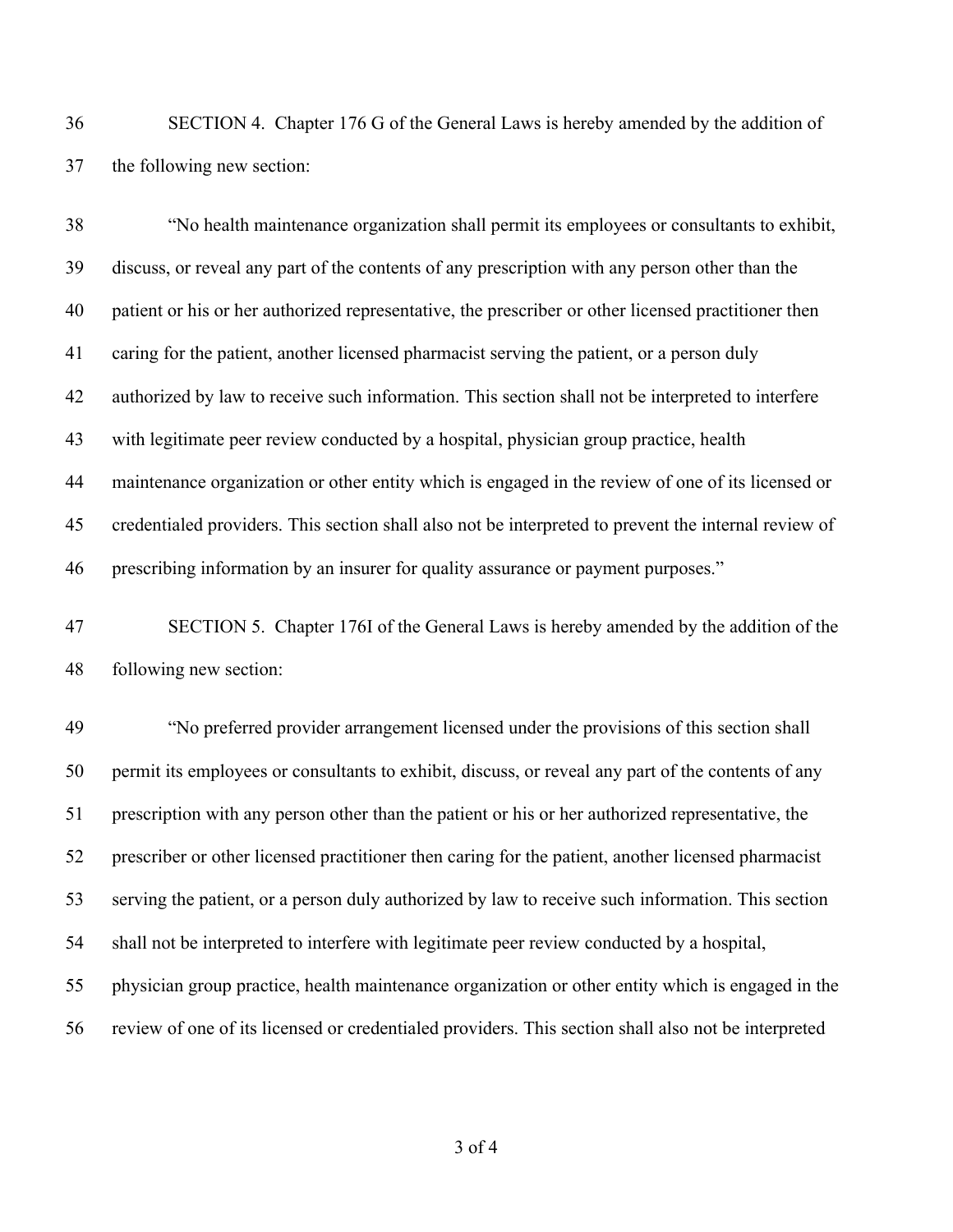SECTION 4. Chapter 176 G of the General Laws is hereby amended by the addition of the following new section:

"No health maintenance organization shall permit its employees or consultants to exhibit, discuss, or reveal any part of the contents of any prescription with any person other than the patient or his or her authorized representative, the prescriber or other licensed practitioner then caring for the patient, another licensed pharmacist serving the patient, or a person duly authorized by law to receive such information. This section shall not be interpreted to interfere with legitimate peer review conducted by a hospital, physician group practice, health maintenance organization or other entity which is engaged in the review of one of its licensed or credentialed providers. This section shall also not be interpreted to prevent the internal review of prescribing information by an insurer for quality assurance or payment purposes."

SECTION 5. Chapter 176I of the General Laws is hereby amended by the addition of the following new section:

"No preferred provider arrangement licensed under the provisions of this section shall permit its employees or consultants to exhibit, discuss, or reveal any part of the contents of any prescription with any person other than the patient or his or her authorized representative, the prescriber or other licensed practitioner then caring for the patient, another licensed pharmacist serving the patient, or a person duly authorized by law to receive such information. This section shall not be interpreted to interfere with legitimate peer review conducted by a hospital, physician group practice, health maintenance organization or other entity which is engaged in the review of one of its licensed or credentialed providers. This section shall also not be interpreted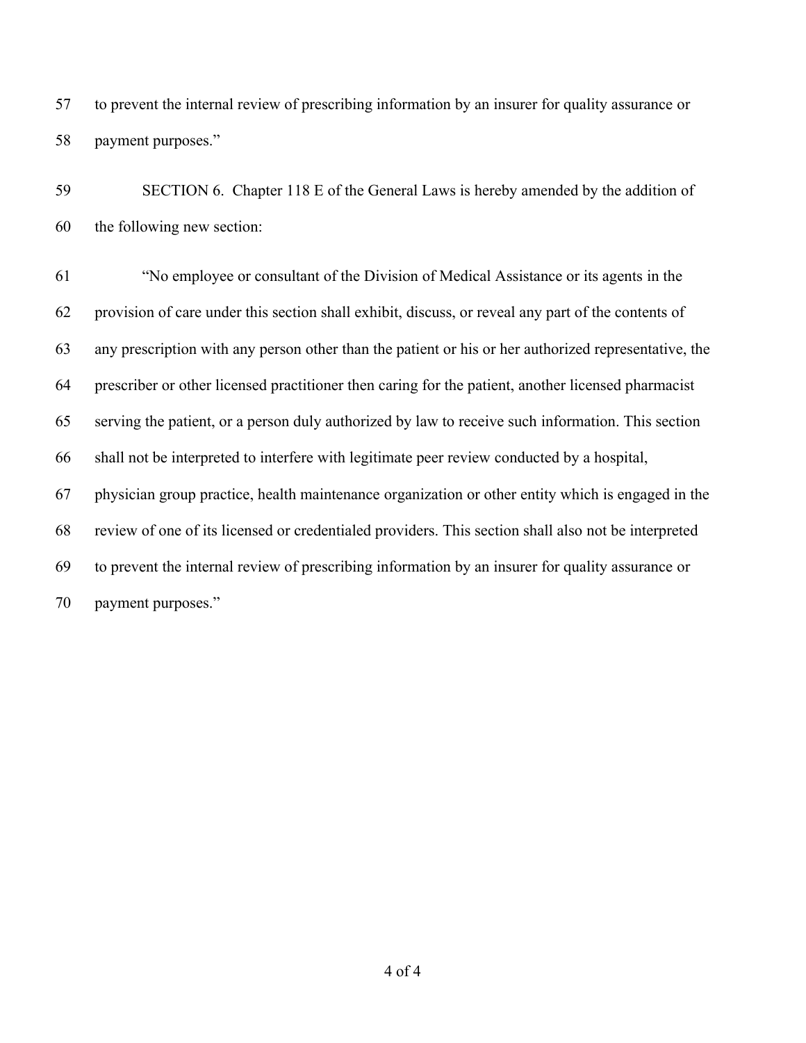to prevent the internal review of prescribing information by an insurer for quality assurance or payment purposes."

SECTION 6. Chapter 118 E of the General Laws is hereby amended by the addition of the following new section:

"No employee or consultant of the Division of Medical Assistance or its agents in the provision of care under this section shall exhibit, discuss, or reveal any part of the contents of any prescription with any person other than the patient or his or her authorized representative, the prescriber or other licensed practitioner then caring for the patient, another licensed pharmacist serving the patient, or a person duly authorized by law to receive such information. This section shall not be interpreted to interfere with legitimate peer review conducted by a hospital, physician group practice, health maintenance organization or other entity which is engaged in the review of one of its licensed or credentialed providers. This section shall also not be interpreted to prevent the internal review of prescribing information by an insurer for quality assurance or payment purposes."